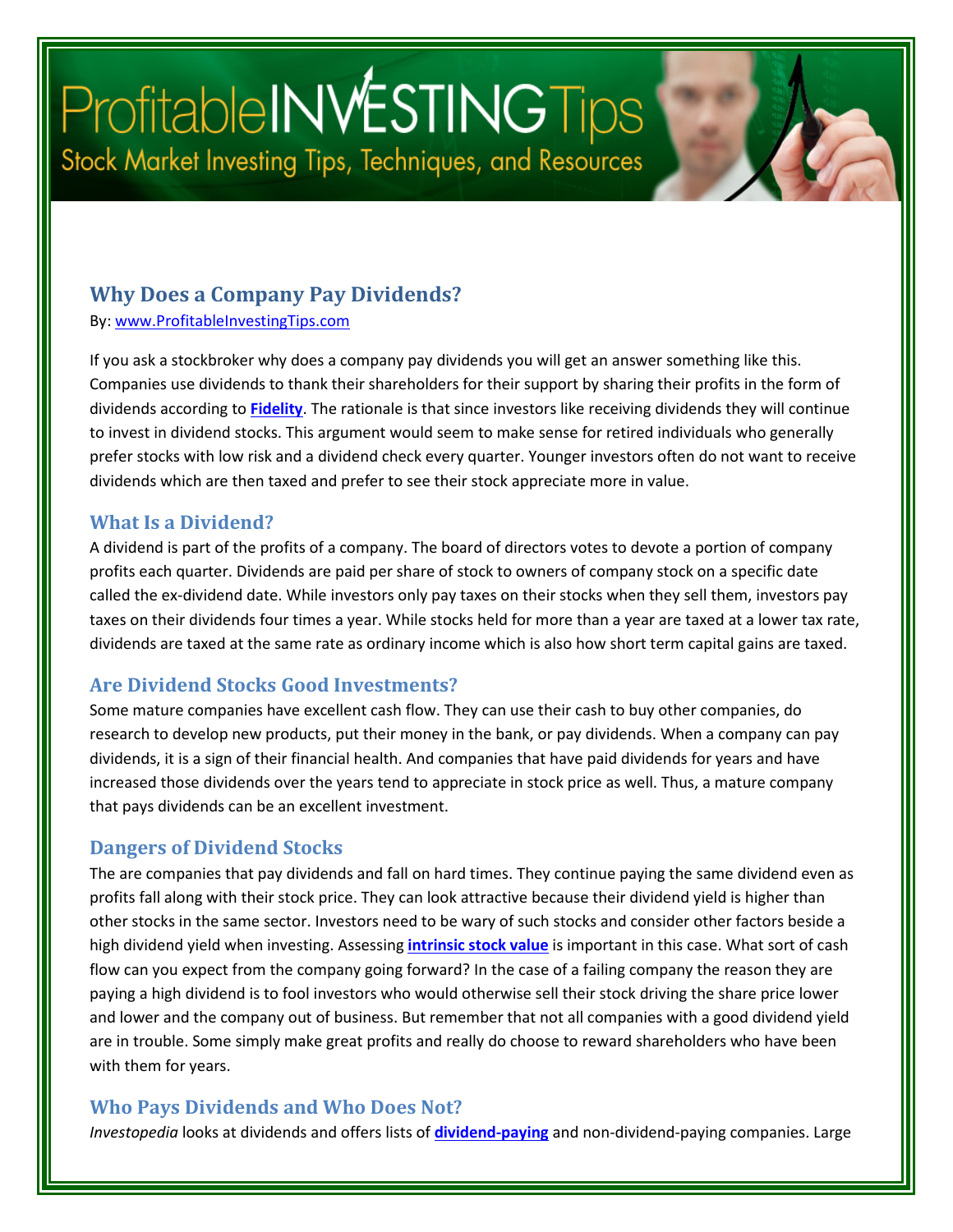# Why Does a Company Pay Dividends?

By: [www.ProfitableInvestingTips.com](http://www.ProfitableInvestingTips.com)

If you ask a stockbroker why does a company pay dividends you will get an answer something like this. Companies use dividends to thank their shareholders for their support by sharing their profits in the form of dividends according to **Fidelity**. The rationale is that since investors like receiving dividends they will continue to invest in dividend stocks. This argument would seem to make sense for retired individuals who generally prefer stocks with low risk and a dividend check every quarter. Younger investors often do not want to receive dividends which are then taxed and prefer to see their stock appreciate more in value.

## What Is a Dividend?

A dividend is part of the profits of a company. The board of directors votes to devote a portion of company profits each quarter. Dividends are paid per share of stock to owners of company stock on a specific date called the ex-dividend date. While investors only pay taxes on their stocks when they sell them, investors pay taxes on their dividends four times a year. While stocks held for more than a year are taxed at a lower tax rate, dividends are taxed at the same rate as ordinary income which is also how short term capital gains are taxed.

## Are Dividend Stocks Good Investments?

Some mature companies have excellent cash flow. They can use their cash to buy other companies, do research to develop new products, put their money in the bank, or pay dividends. When a company can pay dividends, it is a sign of their financial health. And companies that have paid dividends for years and have increased those dividends over the years tend to appreciate in stock price as well. Thus, a mature company that pays dividends can be an excellent investment.

## Dangers of Dividend Stocks

The are companies that pay dividends and fall on hard times. They continue paying the same dividend even as profits fall along with their stock price. They can look attractive because their dividend yield is higher than other stocks in the same sector. Investors need to be wary of such stocks and consider other factors beside a high dividend yield when investing. Assessing **intrinsic stock value** is important in this case. What sort of cash flow can you expect from the company going forward? In the case of a failing company the reason they are paying a high dividend is to fool investors who would otherwise sell their stock driving the share price lower and lower and the company out of business. But remember that not all companies with a good dividend yield are in trouble. Some simply make great profits and really do choose to reward shareholders who have been with them for years.

## Who Pays Dividends and Who Does Not?

*Investopedia* looks at dividends and offers lists of **dividend-paying** and non-dividend-paying companies. Large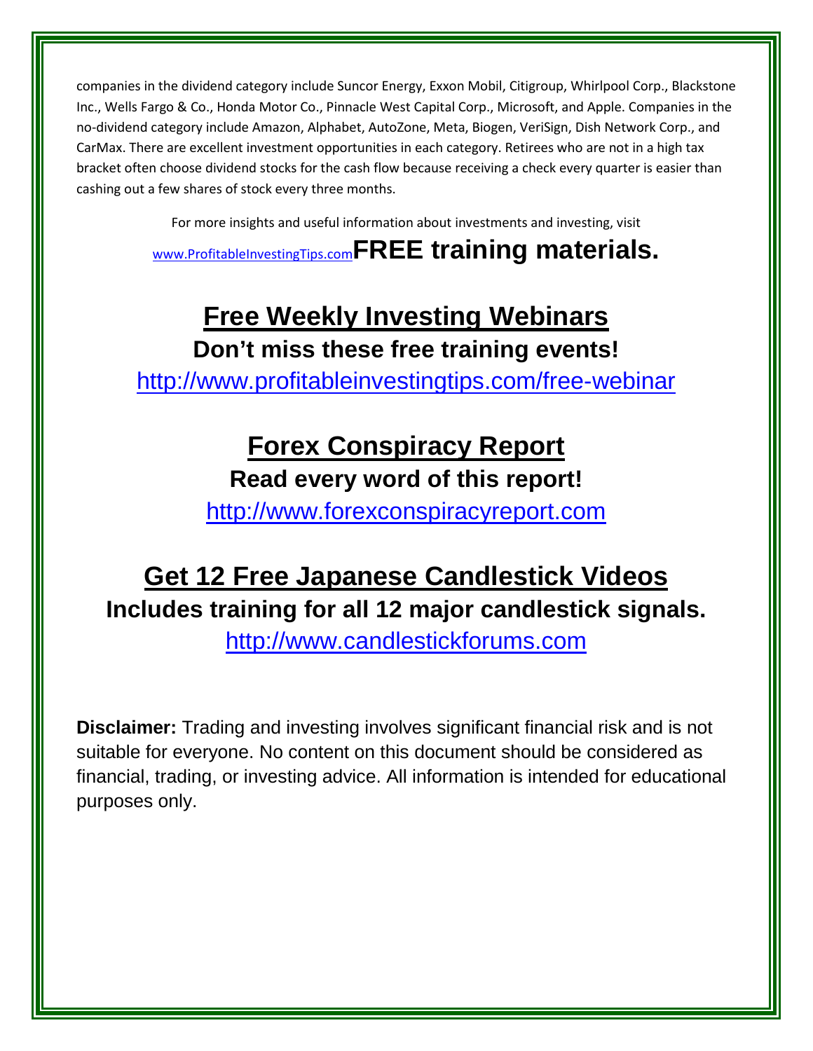companies in the dividend category include Suncor Energy, Exxon Mobil, Citigroup, Whirlpool Corp., Blackstone Inc., Wells Fargo & Co., Honda Motor Co., Pinnacle West Capital Corp., Microsoft, and Apple. Companies in the no-dividend category include Amazon, Alphabet, AutoZone, Meta, Biogen, VeriSign, Dish Network Corp., and CarMax. There are excellent investment opportunities in each category. Retirees who are not in a high tax bracket often choose dividend stocks for the cash flow because receiving a check every quarter is easier than cashing out a few shares of stock every three months.

For more insights and useful information about investments and investing, visit

www.ProfitableInvestingTips.com **FREE training materials.**

## Free Weekly Investing Webinars

**Don't miss these free training events!**

http://www.profitableinvestingtips.com/free-webinar

## Forex Conspiracy Report

**Read every word of this report!**

http://www.forexconspiracyreport.com

## Get 12 Free Japanese Candlestick Videos

**Includes training for all 12 major candlestick signals.**

http://www.candlestickforums.com

**Disclaimer:** Trading and investing involves significant financial risk and is not suitable for everyone. No content on this document should be considered as financial, trading, or investing advice. All information is intended for educational purposes only.